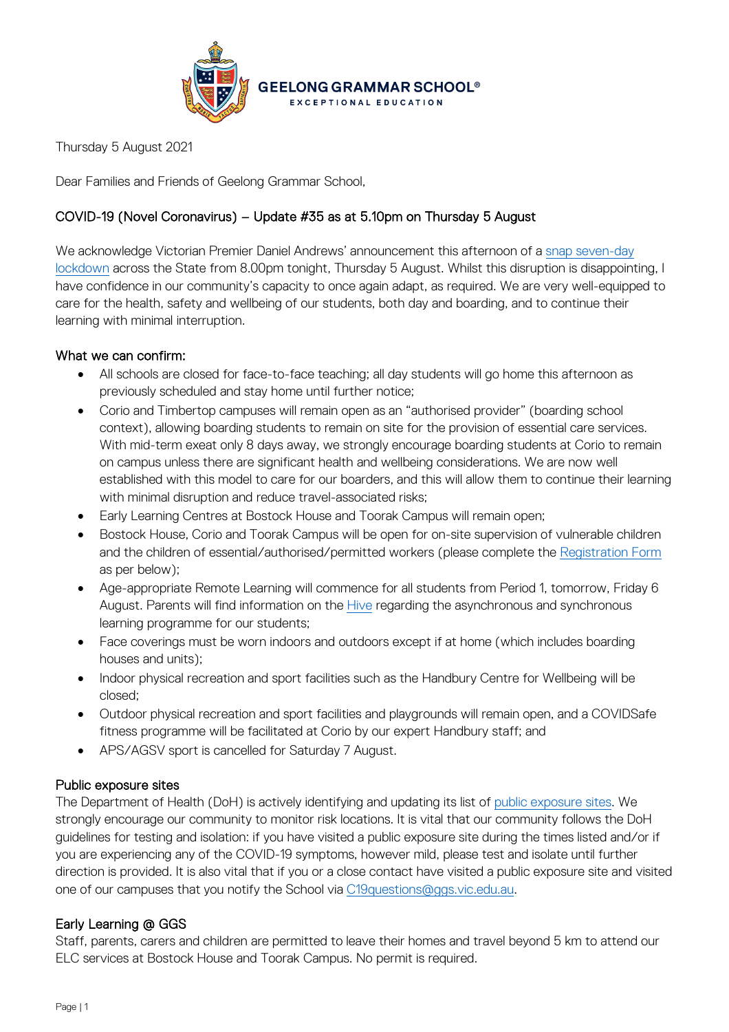**GEELONG GRAMMAR SCHOOL®**
EXCEPTIONAL EDUCATION

Thursday 5 August 2021

Dear Families and Friends of Geelong Grammar School,

## COVID-19 (Novel Coronavirus) – Update #35 as at 5.10pm on Thursday 5 August

We acknowledge Victorian Premier Daniel Andrews' announcement this afternoon of a snap seven-day lockdown across the State from 8.00pm tonight, Thursday 5 August. Whilst this disruption is disappointing, I have confidence in our community's capacity to once again adapt, as required. We are very well-equipped to care for the health, safety and wellbeing of our students, both day and boarding, and to continue their learning with minimal interruption.

### What we can confirm:

- All schools are closed for face-to-face teaching; all day students will go home this afternoon as previously scheduled and stay home until further notice;
- Corio and Timbertop campuses will remain open as an "authorised provider" (boarding school context), allowing boarding students to remain on site for the provision of essential care services. With mid-term exeat only 8 days away, we strongly encourage boarding students at Corio to remain on campus unless there are significant health and wellbeing considerations. We are now well established with this model to care for our boarders, and this will allow them to continue their learning with minimal disruption and reduce travel-associated risks;
- Early Learning Centres at Bostock House and Toorak Campus will remain open;
- Bostock House, Corio and Toorak Campus will be open for on-site supervision of vulnerable children and the children of essential/authorised/permitted workers (please complete the Registration Form as per below);
- Age-appropriate Remote Learning will commence for all students from Period 1, tomorrow, Friday 6 August. Parents will find information on the Hive regarding the asynchronous and synchronous learning programme for our students;
- Face coverings must be worn indoors and outdoors except if at home (which includes boarding houses and units);
- Indoor physical recreation and sport facilities such as the Handbury Centre for Wellbeing will be closed;
- Outdoor physical recreation and sport facilities and playgrounds will remain open, and a COVIDSafe fitness programme will be facilitated at Corio by our expert Handbury staff; and
- APS/AGSV sport is cancelled for Saturday 7 August.

### Public exposure sites

The Department of Health (DoH) is actively identifying and updating its list of public exposure sites. We strongly encourage our community to monitor risk locations. It is vital that our community follows the DoH guidelines for testing and isolation: if you have visited a public exposure site during the times listed and/or if you are experiencing any of the COVID-19 symptoms, however mild, please test and isolate until further direction is provided. It is also vital that if you or a close contact have visited a public exposure site and visited one of our campuses that you notify the School via C19questions@ggs.vic.edu.au.

### Early Learning @ GGS

Staff, parents, carers and children are permitted to leave their homes and travel beyond 5 km to attend our ELC services at Bostock House and Toorak Campus. No permit is required.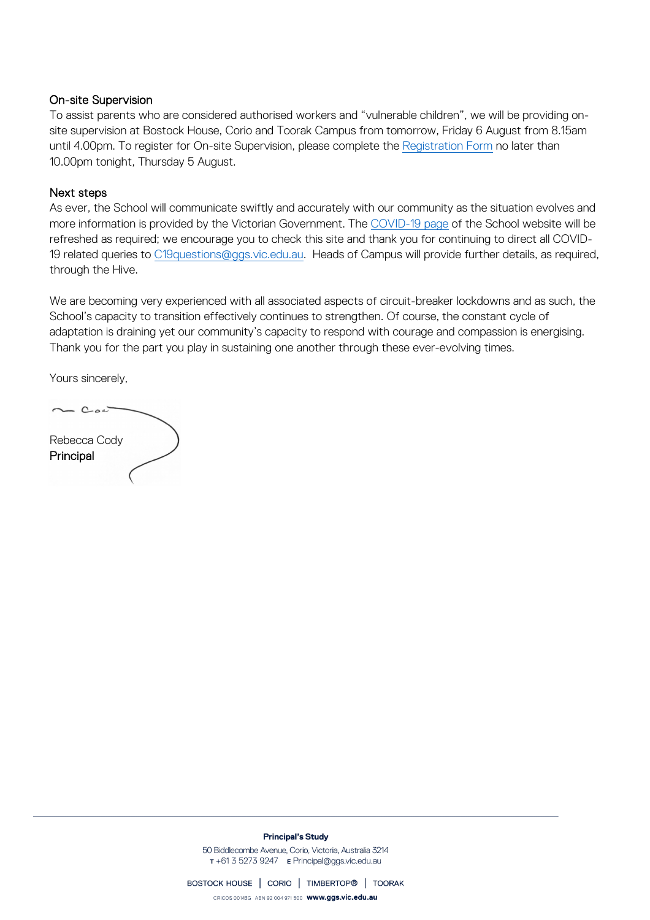### On-site Supervision

To assist parents who are considered authorised workers and "vulnerable children", we will be providing on-site supervision at Bostock House, Corio and Toorak Campus from tomorrow, Friday 6 August from 8.15am until 4.00pm. To register for On-site Supervision, please complete the Registration Form no later than 10.00pm tonight, Thursday 5 August.

### Next steps

As ever, the School will communicate swiftly and accurately with our community as the situation evolves and more information is provided by the Victorian Government. The COVID-19 page of the School website will be refreshed as required; we encourage you to check this site and thank you for continuing to direct all COVID-19 related queries to C19questions@ggs.vic.edu.au. Heads of Campus will provide further details, as required, through the Hive.

We are becoming very experienced with all associated aspects of circuit-breaker lockdowns and as such, the School's capacity to transition effectively continues to strengthen. Of course, the constant cycle of adaptation is draining yet our community's capacity to respond with courage and compassion is energising. Thank you for the part you play in sustaining one another through these ever-evolving times.

Yours sincerely,

Rebecca Cody
**Principal**

**Principal's Study**

50 Biddlecombe Avenue, Corio, Victoria, Australia 3214
T +61 3 5273 9247 E Principal@ggs.vic.edu.au

BOSTOCK HOUSE | CORIO | TIMBERTOP® | TOORAK

CRICOS 00143G ABN 92 004 971 500 **www.ggs.vic.edu.au**